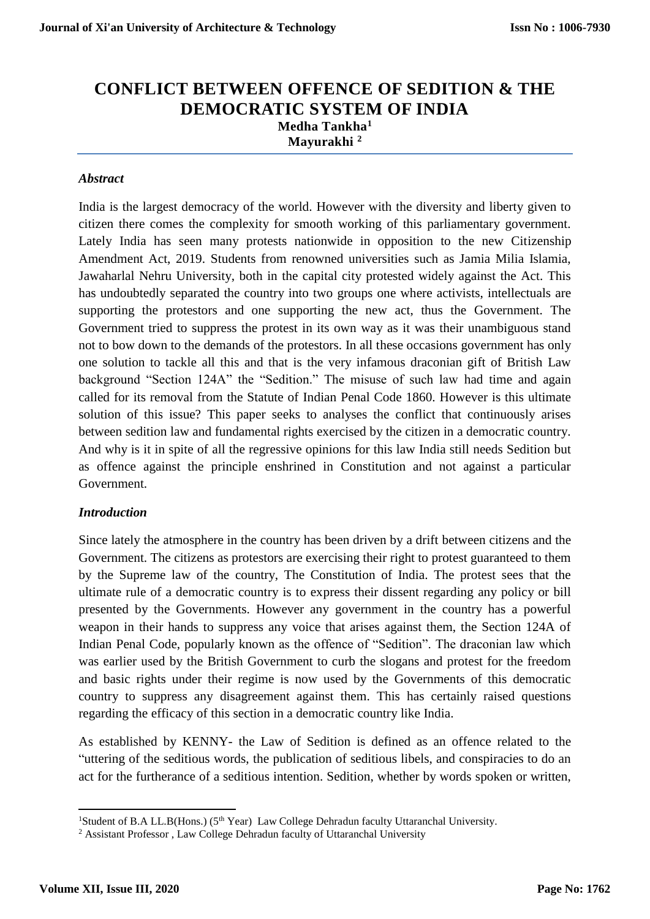# CONFLICT BETWEEN OFFENCE OF SEDITION & THE DEMOCRATIC SYSTEM OF INDIA

**Medha Tankha**[1]
**Mayurakhi** [2]

## *Abstract*

India is the largest democracy of the world. However with the diversity and liberty given to citizen there comes the complexity for smooth working of this parliamentary government. Lately India has seen many protests nationwide in opposition to the new Citizenship Amendment Act, 2019. Students from renowned universities such as Jamia Milia Islamia, Jawaharlal Nehru University, both in the capital city protested widely against the Act. This has undoubtedly separated the country into two groups one where activists, intellectuals are supporting the protestors and one supporting the new act, thus the Government. The Government tried to suppress the protest in its own way as it was their unambiguous stand not to bow down to the demands of the protestors. In all these occasions government has only one solution to tackle all this and that is the very infamous draconian gift of British Law background "Section 124A" the "Sedition." The misuse of such law had time and again called for its removal from the Statute of Indian Penal Code 1860. However is this ultimate solution of this issue? This paper seeks to analyses the conflict that continuously arises between sedition law and fundamental rights exercised by the citizen in a democratic country. And why is it in spite of all the regressive opinions for this law India still needs Sedition but as offence against the principle enshrined in Constitution and not against a particular Government.

## *Introduction*

Since lately the atmosphere in the country has been driven by a drift between citizens and the Government. The citizens as protestors are exercising their right to protest guaranteed to them by the Supreme law of the country, The Constitution of India. The protest sees that the ultimate rule of a democratic country is to express their dissent regarding any policy or bill presented by the Governments. However any government in the country has a powerful weapon in their hands to suppress any voice that arises against them, the Section 124A of Indian Penal Code, popularly known as the offence of "Sedition". The draconian law which was earlier used by the British Government to curb the slogans and protest for the freedom and basic rights under their regime is now used by the Governments of this democratic country to suppress any disagreement against them. This has certainly raised questions regarding the efficacy of this section in a democratic country like India.

As established by KENNY- the Law of Sedition is defined as an offence related to the "uttering of the seditious words, the publication of seditious libels, and conspiracies to do an act for the furtherance of a seditious intention. Sedition, whether by words spoken or written,

---

[1]Student of B.A LL.B(Hons.) (5th Year) Law College Dehradun faculty Uttaranchal University.

[2] Assistant Professor , Law College Dehradun faculty of Uttaranchal University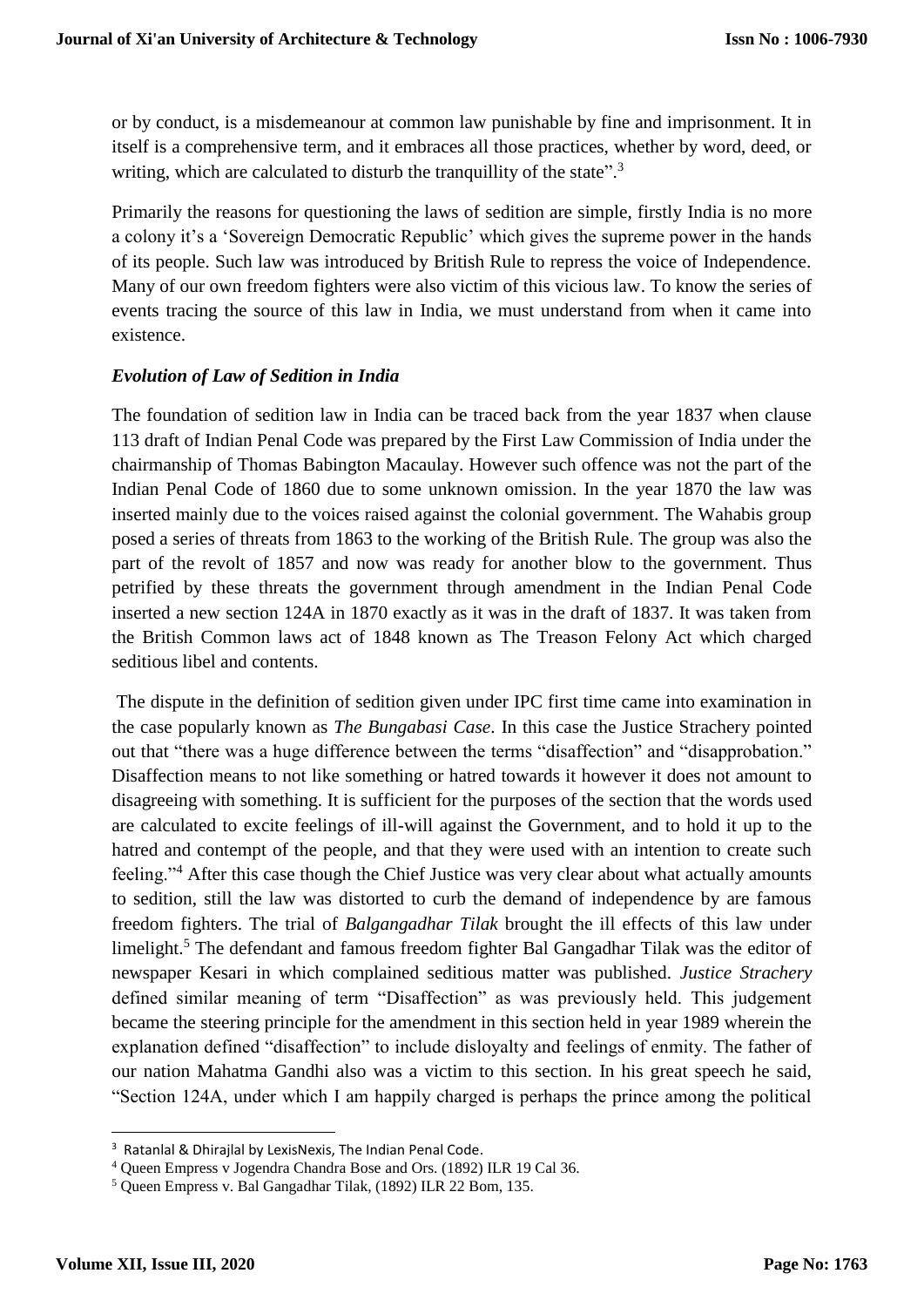or by conduct, is a misdemeanour at common law punishable by fine and imprisonment. It in itself is a comprehensive term, and it embraces all those practices, whether by word, deed, or writing, which are calculated to disturb the tranquillity of the state".[3]

Primarily the reasons for questioning the laws of sedition are simple, firstly India is no more a colony it's a 'Sovereign Democratic Republic' which gives the supreme power in the hands of its people. Such law was introduced by British Rule to repress the voice of Independence. Many of our own freedom fighters were also victim of this vicious law. To know the series of events tracing the source of this law in India, we must understand from when it came into existence.

### *Evolution of Law of Sedition in India*

The foundation of sedition law in India can be traced back from the year 1837 when clause 113 draft of Indian Penal Code was prepared by the First Law Commission of India under the chairmanship of Thomas Babington Macaulay. However such offence was not the part of the Indian Penal Code of 1860 due to some unknown omission. In the year 1870 the law was inserted mainly due to the voices raised against the colonial government. The Wahabis group posed a series of threats from 1863 to the working of the British Rule. The group was also the part of the revolt of 1857 and now was ready for another blow to the government. Thus petrified by these threats the government through amendment in the Indian Penal Code inserted a new section 124A in 1870 exactly as it was in the draft of 1837. It was taken from the British Common laws act of 1848 known as The Treason Felony Act which charged seditious libel and contents.

The dispute in the definition of sedition given under IPC first time came into examination in the case popularly known as *The Bungabasi Case*. In this case the Justice Strachery pointed out that "there was a huge difference between the terms "disaffection" and "disapprobation." Disaffection means to not like something or hatred towards it however it does not amount to disagreeing with something. It is sufficient for the purposes of the section that the words used are calculated to excite feelings of ill-will against the Government, and to hold it up to the hatred and contempt of the people, and that they were used with an intention to create such feeling."[4] After this case though the Chief Justice was very clear about what actually amounts to sedition, still the law was distorted to curb the demand of independence by are famous freedom fighters. The trial of *Balgangadhar Tilak* brought the ill effects of this law under limelight.[5] The defendant and famous freedom fighter Bal Gangadhar Tilak was the editor of newspaper Kesari in which complained seditious matter was published. *Justice Strachery* defined similar meaning of term "Disaffection" as was previously held. This judgement became the steering principle for the amendment in this section held in year 1989 wherein the explanation defined "disaffection" to include disloyalty and feelings of enmity. The father of our nation Mahatma Gandhi also was a victim to this section. In his great speech he said, "Section 124A, under which I am happily charged is perhaps the prince among the political

---

[3] Ratanlal & Dhirajlal by LexisNexis, The Indian Penal Code.

[4] Queen Empress v Jogendra Chandra Bose and Ors. (1892) ILR 19 Cal 36.

[5] Queen Empress v. Bal Gangadhar Tilak, (1892) ILR 22 Bom, 135.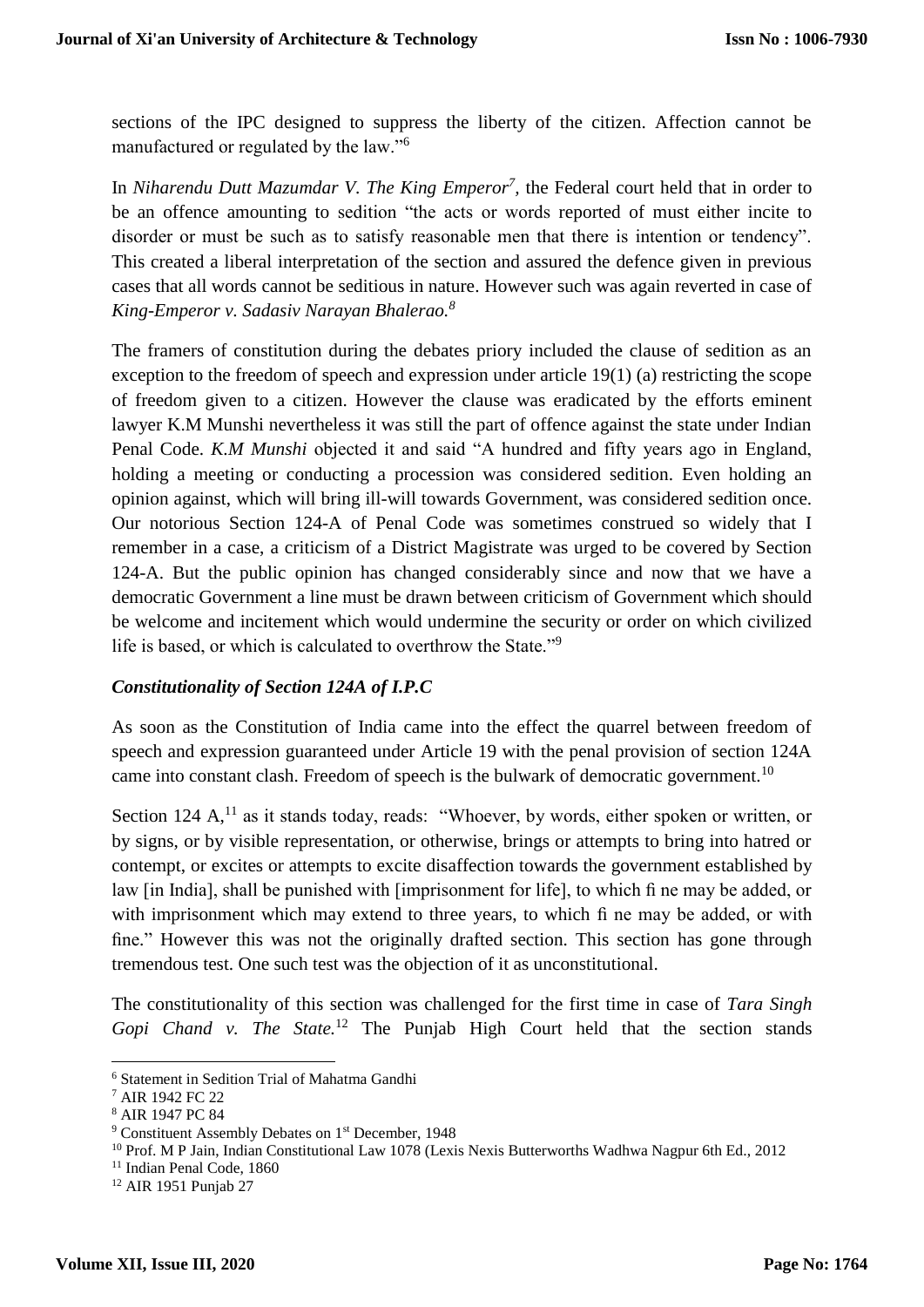sections of the IPC designed to suppress the liberty of the citizen. Affection cannot be manufactured or regulated by the law."[6]

In *Niharendu Dutt Mazumdar V. The King Emperor*[7], the Federal court held that in order to be an offence amounting to sedition "the acts or words reported of must either incite to disorder or must be such as to satisfy reasonable men that there is intention or tendency". This created a liberal interpretation of the section and assured the defence given in previous cases that all words cannot be seditious in nature. However such was again reverted in case of *King-Emperor v. Sadasiv Narayan Bhalerao.*[8]

The framers of constitution during the debates priory included the clause of sedition as an exception to the freedom of speech and expression under article 19(1) (a) restricting the scope of freedom given to a citizen. However the clause was eradicated by the efforts eminent lawyer K.M Munshi nevertheless it was still the part of offence against the state under Indian Penal Code. *K.M Munshi* objected it and said "A hundred and fifty years ago in England, holding a meeting or conducting a procession was considered sedition. Even holding an opinion against, which will bring ill-will towards Government, was considered sedition once. Our notorious Section 124-A of Penal Code was sometimes construed so widely that I remember in a case, a criticism of a District Magistrate was urged to be covered by Section 124-A. But the public opinion has changed considerably since and now that we have a democratic Government a line must be drawn between criticism of Government which should be welcome and incitement which would undermine the security or order on which civilized life is based, or which is calculated to overthrow the State."[9]

### *Constitutionality of Section 124A of I.P.C*

As soon as the Constitution of India came into the effect the quarrel between freedom of speech and expression guaranteed under Article 19 with the penal provision of section 124A came into constant clash. Freedom of speech is the bulwark of democratic government.[10]

Section 124 A,[11] as it stands today, reads: "Whoever, by words, either spoken or written, or by signs, or by visible representation, or otherwise, brings or attempts to bring into hatred or contempt, or excites or attempts to excite disaffection towards the government established by law [in India], shall be punished with [imprisonment for life], to which fi ne may be added, or with imprisonment which may extend to three years, to which fi ne may be added, or with fine." However this was not the originally drafted section. This section has gone through tremendous test. One such test was the objection of it as unconstitutional.

The constitutionality of this section was challenged for the first time in case of *Tara Singh Gopi Chand v. The State.*[12] The Punjab High Court held that the section stands

---

[6] Statement in Sedition Trial of Mahatma Gandhi

[7] AIR 1942 FC 22

[8] AIR 1947 PC 84

[9] Constituent Assembly Debates on 1st December, 1948

[10] Prof. M P Jain, Indian Constitutional Law 1078 (Lexis Nexis Butterworths Wadhwa Nagpur 6th Ed., 2012

[11] Indian Penal Code, 1860

[12] AIR 1951 Punjab 27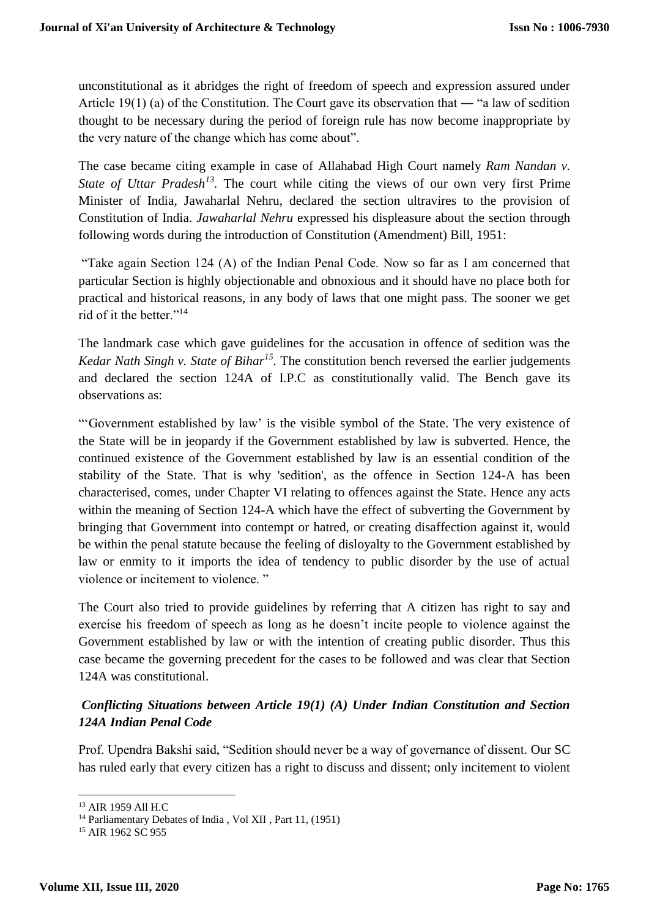unconstitutional as it abridges the right of freedom of speech and expression assured under Article 19(1) (a) of the Constitution. The Court gave its observation that ― "a law of sedition thought to be necessary during the period of foreign rule has now become inappropriate by the very nature of the change which has come about".

The case became citing example in case of Allahabad High Court namely *Ram Nandan v. State of Uttar Pradesh*[13]. The court while citing the views of our own very first Prime Minister of India, Jawaharlal Nehru, declared the section ultravires to the provision of Constitution of India. *Jawaharlal Nehru* expressed his displeasure about the section through following words during the introduction of Constitution (Amendment) Bill, 1951:

"Take again Section 124 (A) of the Indian Penal Code. Now so far as I am concerned that particular Section is highly objectionable and obnoxious and it should have no place both for practical and historical reasons, in any body of laws that one might pass. The sooner we get rid of it the better."[14]

The landmark case which gave guidelines for the accusation in offence of sedition was the *Kedar Nath Singh v. State of Bihar*[15]. The constitution bench reversed the earlier judgements and declared the section 124A of I.P.C as constitutionally valid. The Bench gave its observations as:

"'Government established by law' is the visible symbol of the State. The very existence of the State will be in jeopardy if the Government established by law is subverted. Hence, the continued existence of the Government established by law is an essential condition of the stability of the State. That is why 'sedition', as the offence in Section 124-A has been characterised, comes, under Chapter VI relating to offences against the State. Hence any acts within the meaning of Section 124-A which have the effect of subverting the Government by bringing that Government into contempt or hatred, or creating disaffection against it, would be within the penal statute because the feeling of disloyalty to the Government established by law or enmity to it imports the idea of tendency to public disorder by the use of actual violence or incitement to violence. "

The Court also tried to provide guidelines by referring that A citizen has right to say and exercise his freedom of speech as long as he doesn't incite people to violence against the Government established by law or with the intention of creating public disorder. Thus this case became the governing precedent for the cases to be followed and was clear that Section 124A was constitutional.

### *Conflicting Situations between Article 19(1) (A) Under Indian Constitution and Section 124A Indian Penal Code*

Prof. Upendra Bakshi said, "Sedition should never be a way of governance of dissent. Our SC has ruled early that every citizen has a right to discuss and dissent; only incitement to violent

---

[13] AIR 1959 All H.C

[14] Parliamentary Debates of India , Vol XII , Part 11, (1951)

[15] AIR 1962 SC 955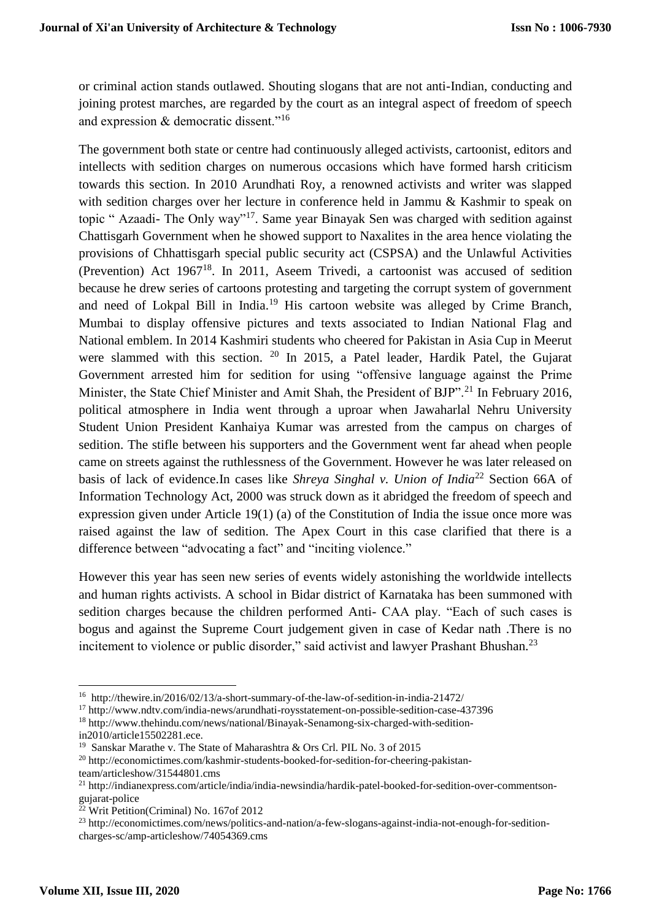or criminal action stands outlawed. Shouting slogans that are not anti-Indian, conducting and joining protest marches, are regarded by the court as an integral aspect of freedom of speech and expression & democratic dissent."[16]

The government both state or centre had continuously alleged activists, cartoonist, editors and intellects with sedition charges on numerous occasions which have formed harsh criticism towards this section. In 2010 Arundhati Roy, a renowned activists and writer was slapped with sedition charges over her lecture in conference held in Jammu & Kashmir to speak on topic " Azaadi- The Only way"[17]. Same year Binayak Sen was charged with sedition against Chattisgarh Government when he showed support to Naxalites in the area hence violating the provisions of Chhattisgarh special public security act (CSPSA) and the Unlawful Activities (Prevention) Act 1967[18]. In 2011, Aseem Trivedi, a cartoonist was accused of sedition because he drew series of cartoons protesting and targeting the corrupt system of government and need of Lokpal Bill in India.[19] His cartoon website was alleged by Crime Branch, Mumbai to display offensive pictures and texts associated to Indian National Flag and National emblem. In 2014 Kashmiri students who cheered for Pakistan in Asia Cup in Meerut were slammed with this section. [20] In 2015, a Patel leader, Hardik Patel, the Gujarat Government arrested him for sedition for using "offensive language against the Prime Minister, the State Chief Minister and Amit Shah, the President of BJP".[21] In February 2016, political atmosphere in India went through a uproar when Jawaharlal Nehru University Student Union President Kanhaiya Kumar was arrested from the campus on charges of sedition. The stifle between his supporters and the Government went far ahead when people came on streets against the ruthlessness of the Government. However he was later released on basis of lack of evidence.In cases like *Shreya Singhal v. Union of India*[22] Section 66A of Information Technology Act, 2000 was struck down as it abridged the freedom of speech and expression given under Article 19(1) (a) of the Constitution of India the issue once more was raised against the law of sedition. The Apex Court in this case clarified that there is a difference between "advocating a fact" and "inciting violence."

However this year has seen new series of events widely astonishing the worldwide intellects and human rights activists. A school in Bidar district of Karnataka has been summoned with sedition charges because the children performed Anti- CAA play. "Each of such cases is bogus and against the Supreme Court judgement given in case of Kedar nath .There is no incitement to violence or public disorder," said activist and lawyer Prashant Bhushan.[23]

---

[16] http://thewire.in/2016/02/13/a-short-summary-of-the-law-of-sedition-in-india-21472/

[17] http://www.ndtv.com/india-news/arundhati-roysstatement-on-possible-sedition-case-437396

[18] http://www.thehindu.com/news/national/Binayak-Senamong-six-charged-with-sedition-in2010/article15502281.ece.

[19] Sanskar Marathe v. The State of Maharashtra & Ors Crl. PIL No. 3 of 2015

[20] http://economictimes.com/kashmir-students-booked-for-sedition-for-cheering-pakistan-team/articleshow/31544801.cms

[21] http://indianexpress.com/article/india/india-newsindia/hardik-patel-booked-for-sedition-over-commentson-gujarat-police

[22] Writ Petition(Criminal) No. 167of 2012

[23] http://economictimes.com/news/politics-and-nation/a-few-slogans-against-india-not-enough-for-sedition-charges-sc/amp-articleshow/74054369.cms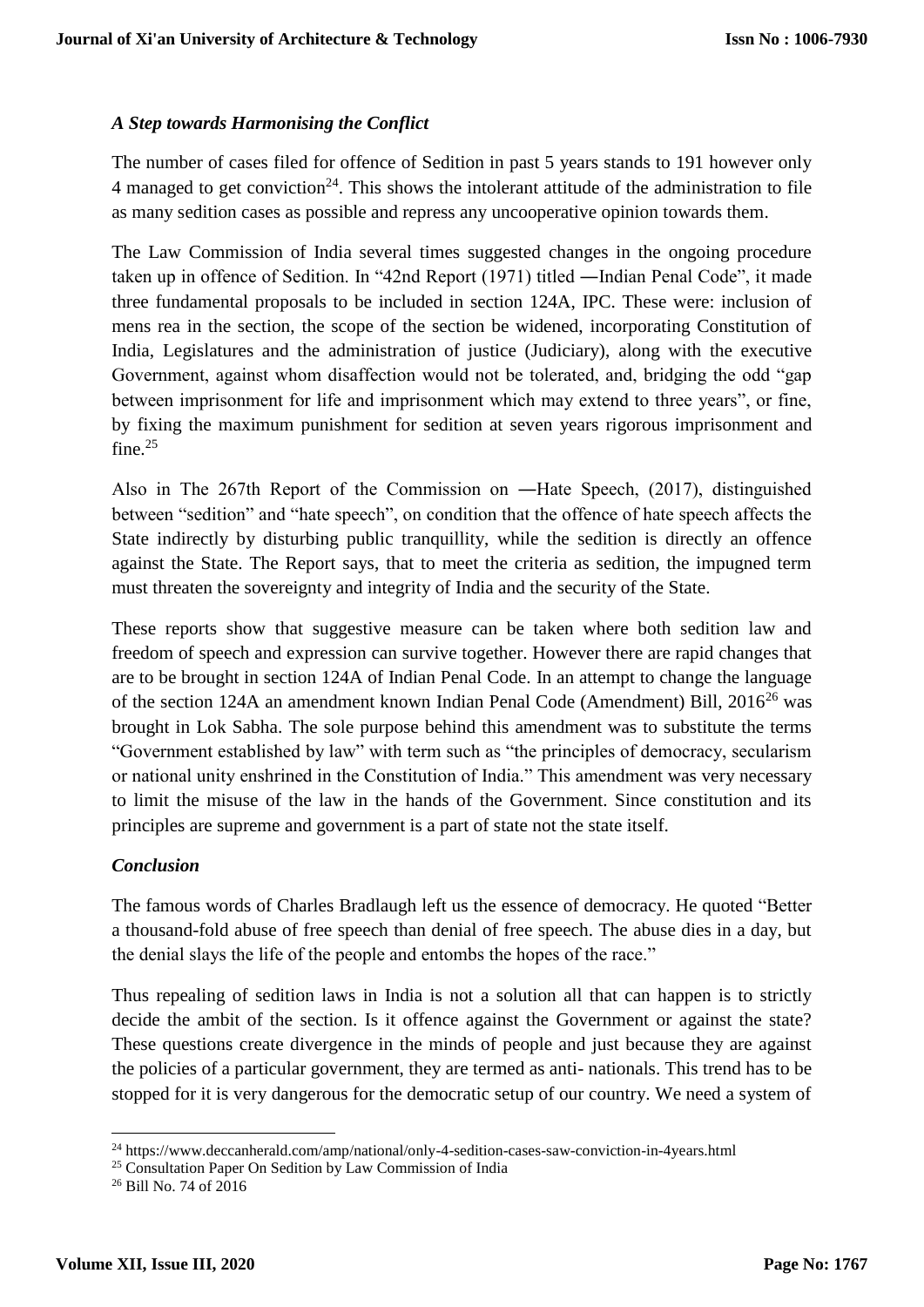### *A Step towards Harmonising the Conflict*

The number of cases filed for offence of Sedition in past 5 years stands to 191 however only 4 managed to get conviction[24]. This shows the intolerant attitude of the administration to file as many sedition cases as possible and repress any uncooperative opinion towards them.

The Law Commission of India several times suggested changes in the ongoing procedure taken up in offence of Sedition. In "42nd Report (1971) titled ―Indian Penal Code", it made three fundamental proposals to be included in section 124A, IPC. These were: inclusion of mens rea in the section, the scope of the section be widened, incorporating Constitution of India, Legislatures and the administration of justice (Judiciary), along with the executive Government, against whom disaffection would not be tolerated, and, bridging the odd "gap between imprisonment for life and imprisonment which may extend to three years", or fine, by fixing the maximum punishment for sedition at seven years rigorous imprisonment and fine.[25]

Also in The 267th Report of the Commission on ―Hate Speech, (2017), distinguished between "sedition" and "hate speech", on condition that the offence of hate speech affects the State indirectly by disturbing public tranquillity, while the sedition is directly an offence against the State. The Report says, that to meet the criteria as sedition, the impugned term must threaten the sovereignty and integrity of India and the security of the State.

These reports show that suggestive measure can be taken where both sedition law and freedom of speech and expression can survive together. However there are rapid changes that are to be brought in section 124A of Indian Penal Code. In an attempt to change the language of the section 124A an amendment known Indian Penal Code (Amendment) Bill, 2016[26] was brought in Lok Sabha. The sole purpose behind this amendment was to substitute the terms "Government established by law" with term such as "the principles of democracy, secularism or national unity enshrined in the Constitution of India." This amendment was very necessary to limit the misuse of the law in the hands of the Government. Since constitution and its principles are supreme and government is a part of state not the state itself.

### *Conclusion*

The famous words of Charles Bradlaugh left us the essence of democracy. He quoted "Better a thousand-fold abuse of free speech than denial of free speech. The abuse dies in a day, but the denial slays the life of the people and entombs the hopes of the race."

Thus repealing of sedition laws in India is not a solution all that can happen is to strictly decide the ambit of the section. Is it offence against the Government or against the state? These questions create divergence in the minds of people and just because they are against the policies of a particular government, they are termed as anti- nationals. This trend has to be stopped for it is very dangerous for the democratic setup of our country. We need a system of

---

[24] https://www.deccanherald.com/amp/national/only-4-sedition-cases-saw-conviction-in-4years.html

[25] Consultation Paper On Sedition by Law Commission of India

[26] Bill No. 74 of 2016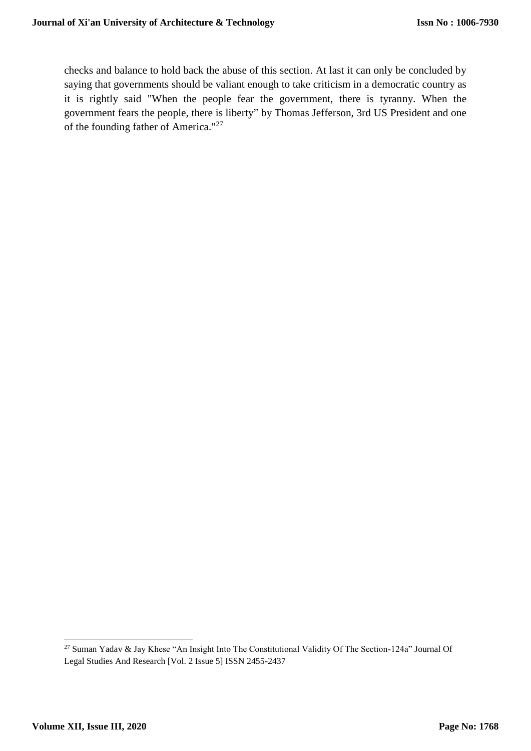checks and balance to hold back the abuse of this section. At last it can only be concluded by saying that governments should be valiant enough to take criticism in a democratic country as it is rightly said "When the people fear the government, there is tyranny. When the government fears the people, there is liberty" by Thomas Jefferson, 3rd US President and one of the founding father of America."[27]

---

[27] Suman Yadav & Jay Khese "An Insight Into The Constitutional Validity Of The Section-124a" Journal Of Legal Studies And Research [Vol. 2 Issue 5] ISSN 2455-2437